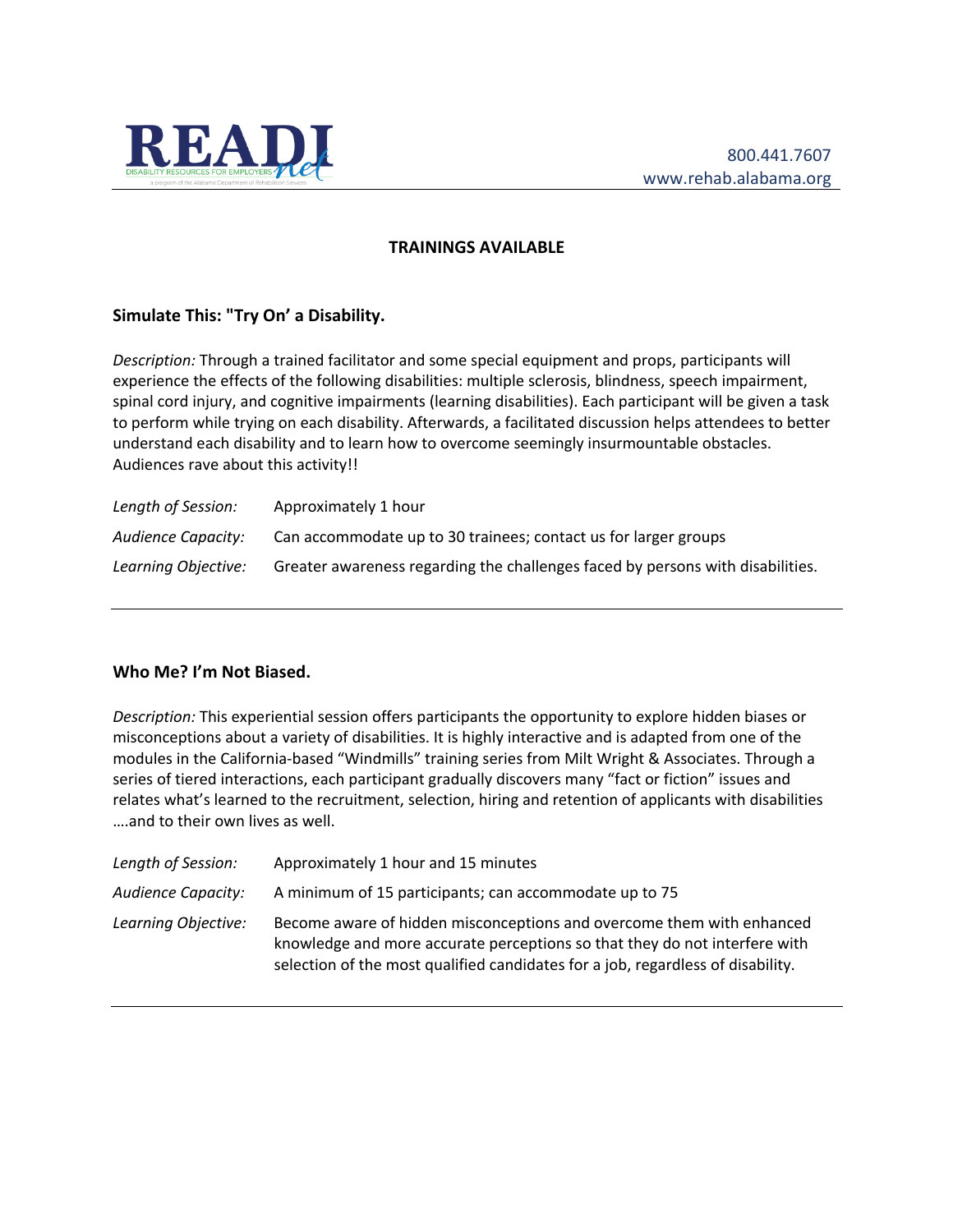READI net
DISABILITY RESOURCES FOR EMPLOYERS
a program of the Alabama Department of Rehabilitation Services

800.441.7607
www.rehab.alabama.org

## TRAININGS AVAILABLE

### Simulate This: "Try On' a Disability.

*Description:* Through a trained facilitator and some special equipment and props, participants will experience the effects of the following disabilities: multiple sclerosis, blindness, speech impairment, spinal cord injury, and cognitive impairments (learning disabilities). Each participant will be given a task to perform while trying on each disability. Afterwards, a facilitated discussion helps attendees to better understand each disability and to learn how to overcome seemingly insurmountable obstacles. Audiences rave about this activity!!

*Length of Session:* Approximately 1 hour

*Audience Capacity:* Can accommodate up to 30 trainees; contact us for larger groups

*Learning Objective:* Greater awareness regarding the challenges faced by persons with disabilities.

---

### Who Me? I'm Not Biased.

*Description:* This experiential session offers participants the opportunity to explore hidden biases or misconceptions about a variety of disabilities. It is highly interactive and is adapted from one of the modules in the California-based "Windmills" training series from Milt Wright & Associates. Through a series of tiered interactions, each participant gradually discovers many "fact or fiction" issues and relates what's learned to the recruitment, selection, hiring and retention of applicants with disabilities ….and to their own lives as well.

*Length of Session:* Approximately 1 hour and 15 minutes

*Audience Capacity:* A minimum of 15 participants; can accommodate up to 75

*Learning Objective:* Become aware of hidden misconceptions and overcome them with enhanced knowledge and more accurate perceptions so that they do not interfere with selection of the most qualified candidates for a job, regardless of disability.

---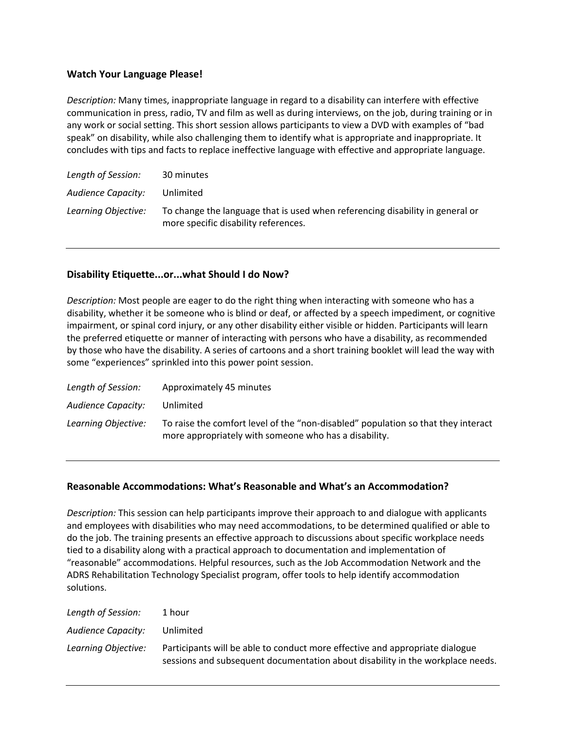### Watch Your Language Please!

*Description:* Many times, inappropriate language in regard to a disability can interfere with effective communication in press, radio, TV and film as well as during interviews, on the job, during training or in any work or social setting. This short session allows participants to view a DVD with examples of "bad speak" on disability, while also challenging them to identify what is appropriate and inappropriate. It concludes with tips and facts to replace ineffective language with effective and appropriate language.

| | |
|---|---|
| *Length of Session:* | 30 minutes |
| *Audience Capacity:* | Unlimited |
| *Learning Objective:* | To change the language that is used when referencing disability in general or more specific disability references. |

---

### Disability Etiquette...or...what Should I do Now?

*Description:* Most people are eager to do the right thing when interacting with someone who has a disability, whether it be someone who is blind or deaf, or affected by a speech impediment, or cognitive impairment, or spinal cord injury, or any other disability either visible or hidden. Participants will learn the preferred etiquette or manner of interacting with persons who have a disability, as recommended by those who have the disability. A series of cartoons and a short training booklet will lead the way with some "experiences" sprinkled into this power point session.

| | |
|---|---|
| *Length of Session:* | Approximately 45 minutes |
| *Audience Capacity:* | Unlimited |
| *Learning Objective:* | To raise the comfort level of the "non-disabled" population so that they interact more appropriately with someone who has a disability. |

---

### Reasonable Accommodations: What's Reasonable and What's an Accommodation?

*Description:* This session can help participants improve their approach to and dialogue with applicants and employees with disabilities who may need accommodations, to be determined qualified or able to do the job. The training presents an effective approach to discussions about specific workplace needs tied to a disability along with a practical approach to documentation and implementation of "reasonable" accommodations. Helpful resources, such as the Job Accommodation Network and the ADRS Rehabilitation Technology Specialist program, offer tools to help identify accommodation solutions.

| | |
|---|---|
| *Length of Session:* | 1 hour |
| *Audience Capacity:* | Unlimited |
| *Learning Objective:* | Participants will be able to conduct more effective and appropriate dialogue sessions and subsequent documentation about disability in the workplace needs. |

---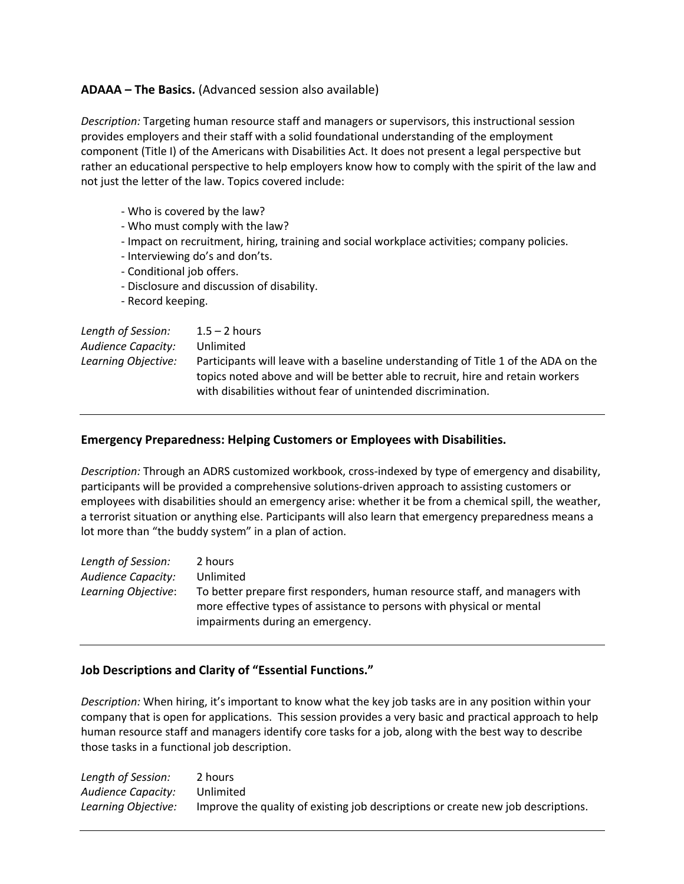### **ADAAA – The Basics.** (Advanced session also available)

*Description:* Targeting human resource staff and managers or supervisors, this instructional session provides employers and their staff with a solid foundational understanding of the employment component (Title I) of the Americans with Disabilities Act. It does not present a legal perspective but rather an educational perspective to help employers know how to comply with the spirit of the law and not just the letter of the law. Topics covered include:

- Who is covered by the law?
- Who must comply with the law?
- Impact on recruitment, hiring, training and social workplace activities; company policies.
- Interviewing do's and don'ts.
- Conditional job offers.
- Disclosure and discussion of disability.
- Record keeping.

*Length of Session:* 1.5 – 2 hours
*Audience Capacity:* Unlimited
*Learning Objective:* Participants will leave with a baseline understanding of Title 1 of the ADA on the topics noted above and will be better able to recruit, hire and retain workers with disabilities without fear of unintended discrimination.

---

### **Emergency Preparedness: Helping Customers or Employees with Disabilities.**

*Description:* Through an ADRS customized workbook, cross-indexed by type of emergency and disability, participants will be provided a comprehensive solutions-driven approach to assisting customers or employees with disabilities should an emergency arise: whether it be from a chemical spill, the weather, a terrorist situation or anything else. Participants will also learn that emergency preparedness means a lot more than "the buddy system" in a plan of action.

*Length of Session:* 2 hours
*Audience Capacity:* Unlimited
*Learning Objective*: To better prepare first responders, human resource staff, and managers with more effective types of assistance to persons with physical or mental impairments during an emergency.

---

### **Job Descriptions and Clarity of "Essential Functions."**

*Description:* When hiring, it's important to know what the key job tasks are in any position within your company that is open for applications. This session provides a very basic and practical approach to help human resource staff and managers identify core tasks for a job, along with the best way to describe those tasks in a functional job description.

*Length of Session:* 2 hours
*Audience Capacity:* Unlimited
*Learning Objective:* Improve the quality of existing job descriptions or create new job descriptions.

---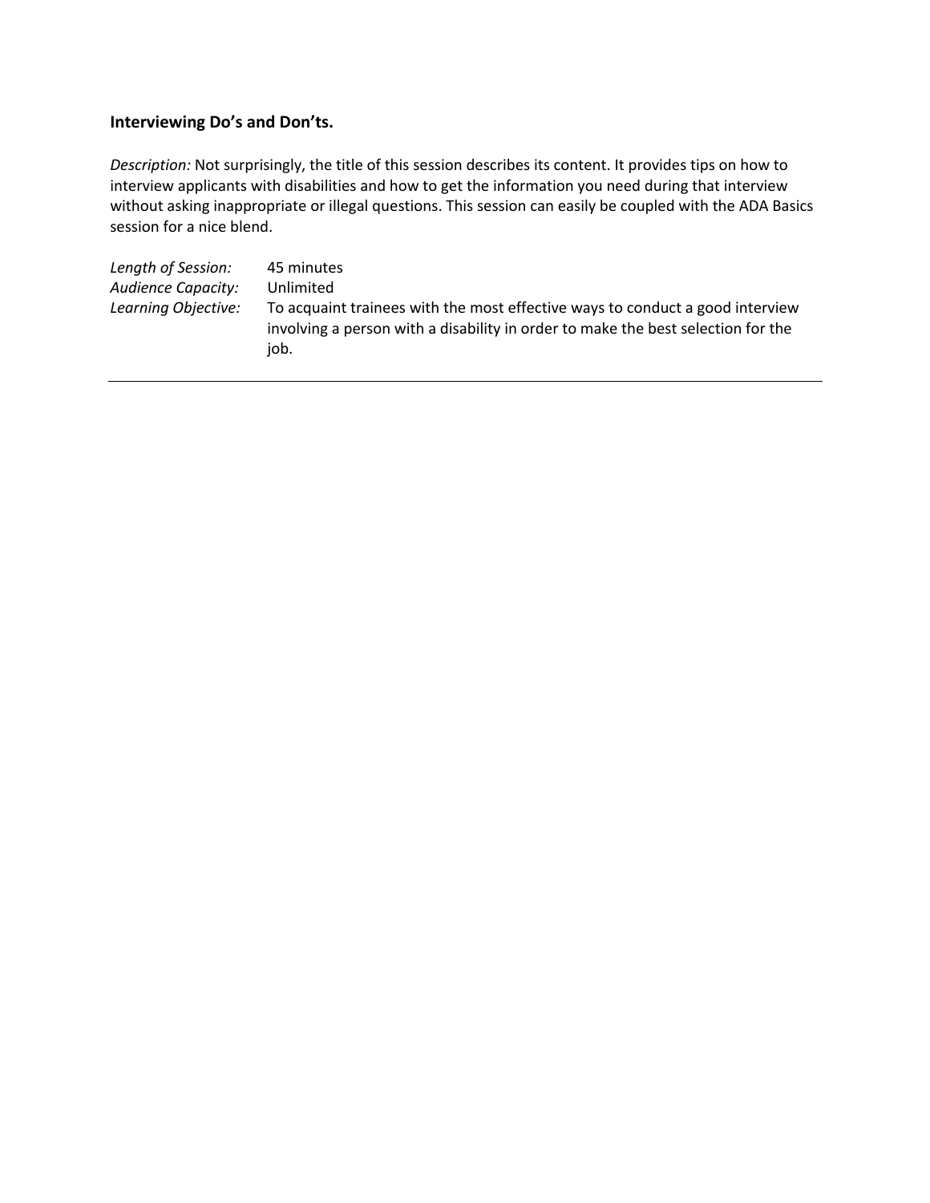**Interviewing Do's and Don'ts.**

*Description:* Not surprisingly, the title of this session describes its content. It provides tips on how to interview applicants with disabilities and how to get the information you need during that interview without asking inappropriate or illegal questions. This session can easily be coupled with the ADA Basics session for a nice blend.

| | |
|---|---|
| *Length of Session:* | 45 minutes |
| *Audience Capacity:* | Unlimited |
| *Learning Objective:* | To acquaint trainees with the most effective ways to conduct a good interview involving a person with a disability in order to make the best selection for the job. |

---